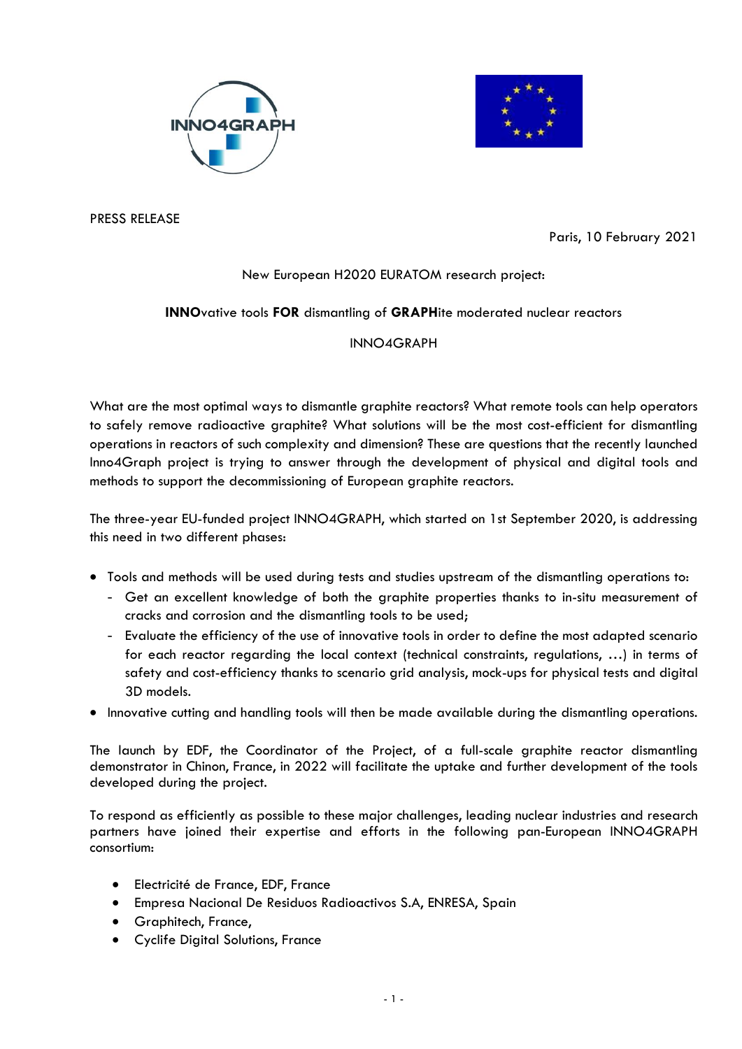PRESS RELEASE

Paris, 10 February 2021

New European H2020 EURATOM research project:

**INNO**vative tools **FOR** dismantling of **GRAPH**ite moderated nuclear reactors

INNO4GRAPH

What are the most optimal ways to dismantle graphite reactors? What remote tools can help operators to safely remove radioactive graphite? What solutions will be the most cost-efficient for dismantling operations in reactors of such complexity and dimension? These are questions that the recently launched Inno4Graph project is trying to answer through the development of physical and digital tools and methods to support the decommissioning of European graphite reactors.

The three-year EU-funded project INNO4GRAPH, which started on 1st September 2020, is addressing this need in two different phases:

- Tools and methods will be used during tests and studies upstream of the dismantling operations to:
  - Get an excellent knowledge of both the graphite properties thanks to in-situ measurement of cracks and corrosion and the dismantling tools to be used;
  - Evaluate the efficiency of the use of innovative tools in order to define the most adapted scenario for each reactor regarding the local context (technical constraints, regulations, …) in terms of safety and cost-efficiency thanks to scenario grid analysis, mock-ups for physical tests and digital 3D models.
- Innovative cutting and handling tools will then be made available during the dismantling operations.

The launch by EDF, the Coordinator of the Project, of a full-scale graphite reactor dismantling demonstrator in Chinon, France, in 2022 will facilitate the uptake and further development of the tools developed during the project.

To respond as efficiently as possible to these major challenges, leading nuclear industries and research partners have joined their expertise and efforts in the following pan-European INNO4GRAPH consortium:

- Electricité de France, EDF, France
- Empresa Nacional De Residuos Radioactivos S.A, ENRESA, Spain
- Graphitech, France,
- Cyclife Digital Solutions, France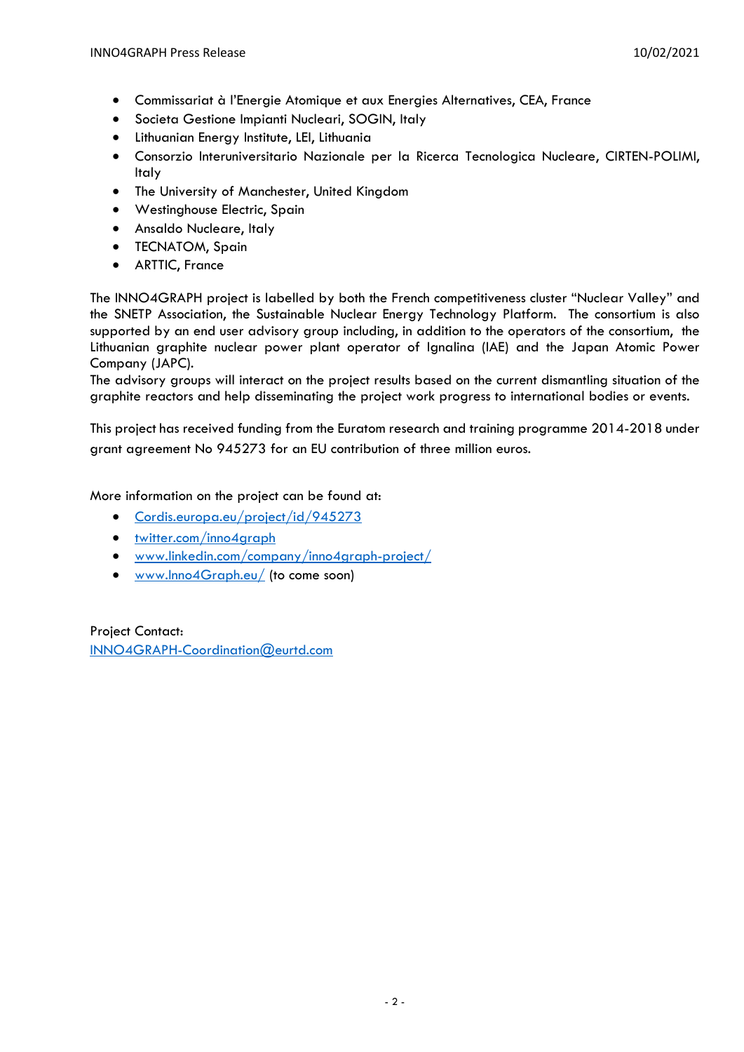- Commissariat à l'Energie Atomique et aux Energies Alternatives, CEA, France
- Societa Gestione Impianti Nucleari, SOGIN, Italy
- Lithuanian Energy Institute, LEI, Lithuania
- Consorzio Interuniversitario Nazionale per la Ricerca Tecnologica Nucleare, CIRTEN-POLIMI, Italy
- The University of Manchester, United Kingdom
- Westinghouse Electric, Spain
- Ansaldo Nucleare, Italy
- TECNATOM, Spain
- ARTTIC, France

The INNO4GRAPH project is labelled by both the French competitiveness cluster "Nuclear Valley" and the SNETP Association, the Sustainable Nuclear Energy Technology Platform. The consortium is also supported by an end user advisory group including, in addition to the operators of the consortium, the Lithuanian graphite nuclear power plant operator of Ignalina (IAE) and the Japan Atomic Power Company (JAPC).
The advisory groups will interact on the project results based on the current dismantling situation of the graphite reactors and help disseminating the project work progress to international bodies or events.

This project has received funding from the Euratom research and training programme 2014-2018 under grant agreement No 945273 for an EU contribution of three million euros.

More information on the project can be found at:

- Cordis.europa.eu/project/id/945273
- twitter.com/inno4graph
- www.linkedin.com/company/inno4graph-project/
- www.Inno4Graph.eu/ (to come soon)

Project Contact:
INNO4GRAPH-Coordination@eurtd.com